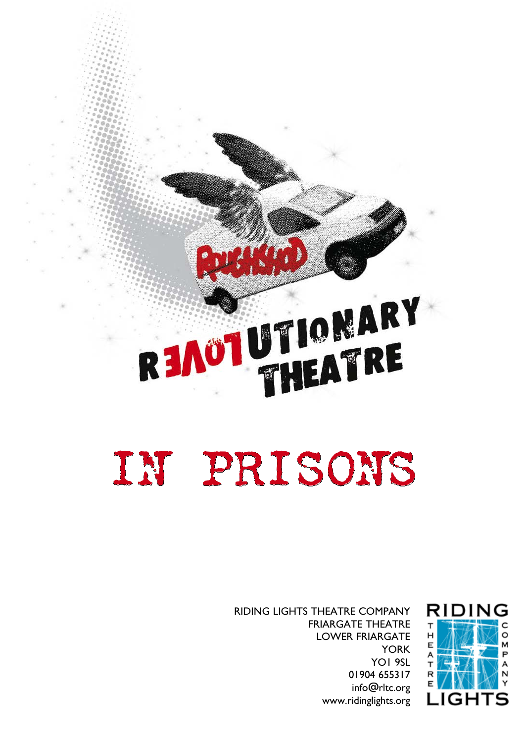# REVOLUTIONARY THEATRE

# IN PRISONS

RIDING LIGHTS THEATRE COMPANY
FRIARGATE THEATRE
LOWER FRIARGATE
YORK
YO1 9SL
01904 655317
info@rltc.org
www.ridinglights.org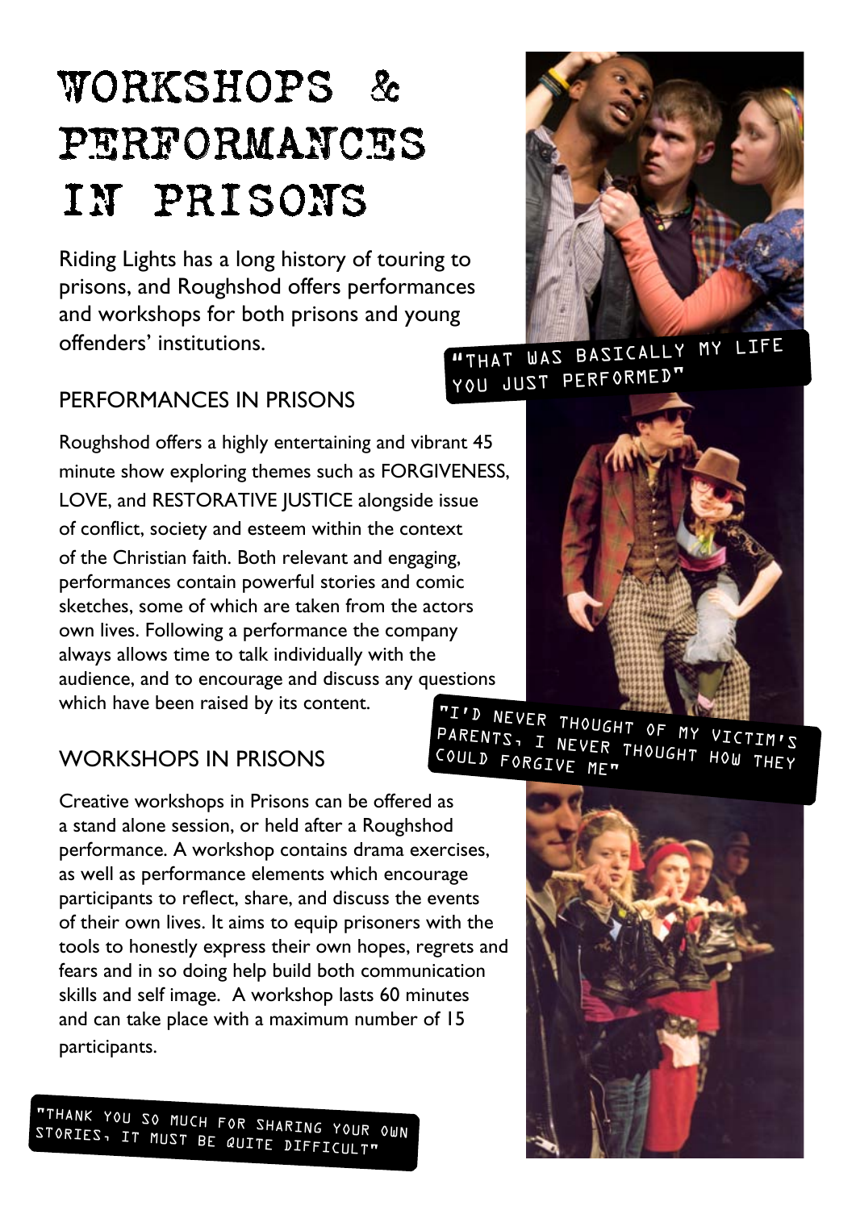# WORKSHOPS & PERFORMANCES IN PRISONS

Riding Lights has a long history of touring to prisons, and Roughshod offers performances and workshops for both prisons and young offenders' institutions.

"THAT WAS BASICALLY MY LIFE YOU JUST PERFORMED"

## PERFORMANCES IN PRISONS

Roughshod offers a highly entertaining and vibrant 45 minute show exploring themes such as FORGIVENESS, LOVE, and RESTORATIVE JUSTICE alongside issue of conflict, society and esteem within the context of the Christian faith. Both relevant and engaging, performances contain powerful stories and comic sketches, some of which are taken from the actors own lives. Following a performance the company always allows time to talk individually with the audience, and to encourage and discuss any questions which have been raised by its content.

"I'D NEVER THOUGHT OF MY VICTIM'S PARENTS, I NEVER THOUGHT HOW THEY COULD FORGIVE ME"

## WORKSHOPS IN PRISONS

Creative workshops in Prisons can be offered as a stand alone session, or held after a Roughshod performance. A workshop contains drama exercises, as well as performance elements which encourage participants to reflect, share, and discuss the events of their own lives. It aims to equip prisoners with the tools to honestly express their own hopes, regrets and fears and in so doing help build both communication skills and self image. A workshop lasts 60 minutes and can take place with a maximum number of 15 participants.

"THANK YOU SO MUCH FOR SHARING YOUR OWN STORIES, IT MUST BE QUITE DIFFICULT"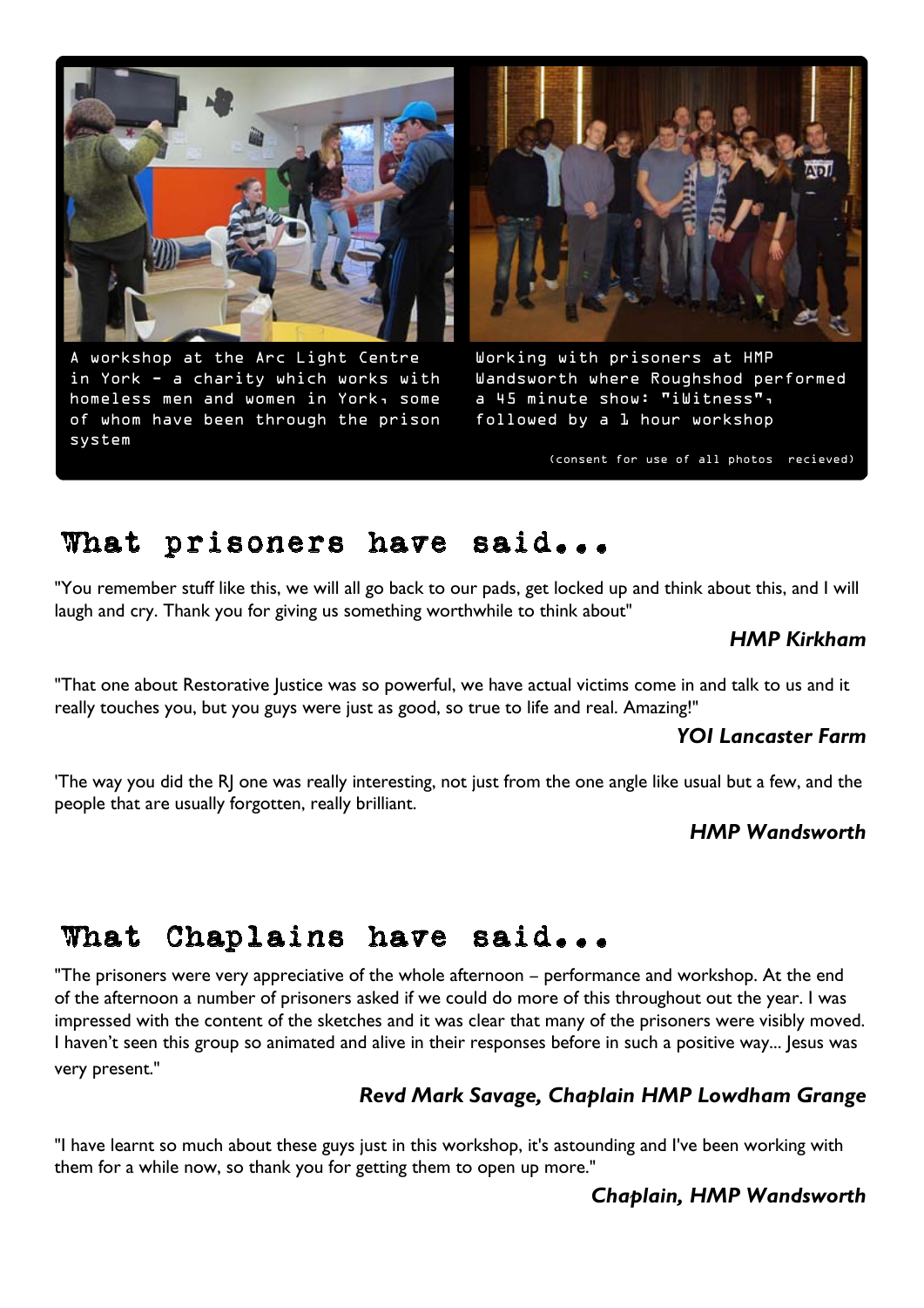A workshop at the Arc Light Centre in York - a charity which works with homeless men and women in York, some of whom have been through the prison system

Working with prisoners at HMP Wandsworth where Roughshod performed a 45 minute show: "iWitness", followed by a 1 hour workshop

(consent for use of all photos recieved)

## What prisoners have said...

"You remember stuff like this, we will all go back to our pads, get locked up and think about this, and I will laugh and cry. Thank you for giving us something worthwhile to think about"

***HMP Kirkham***

"That one about Restorative Justice was so powerful, we have actual victims come in and talk to us and it really touches you, but you guys were just as good, so true to life and real. Amazing!"

***YOI Lancaster Farm***

'The way you did the RJ one was really interesting, not just from the one angle like usual but a few, and the people that are usually forgotten, really brilliant.

***HMP Wandsworth***

## What Chaplains have said...

"The prisoners were very appreciative of the whole afternoon – performance and workshop. At the end of the afternoon a number of prisoners asked if we could do more of this throughout out the year. I was impressed with the content of the sketches and it was clear that many of the prisoners were visibly moved. I haven't seen this group so animated and alive in their responses before in such a positive way... Jesus was very present."

***Revd Mark Savage, Chaplain HMP Lowdham Grange***

"I have learnt so much about these guys just in this workshop, it's astounding and I've been working with them for a while now, so thank you for getting them to open up more."

***Chaplain, HMP Wandsworth***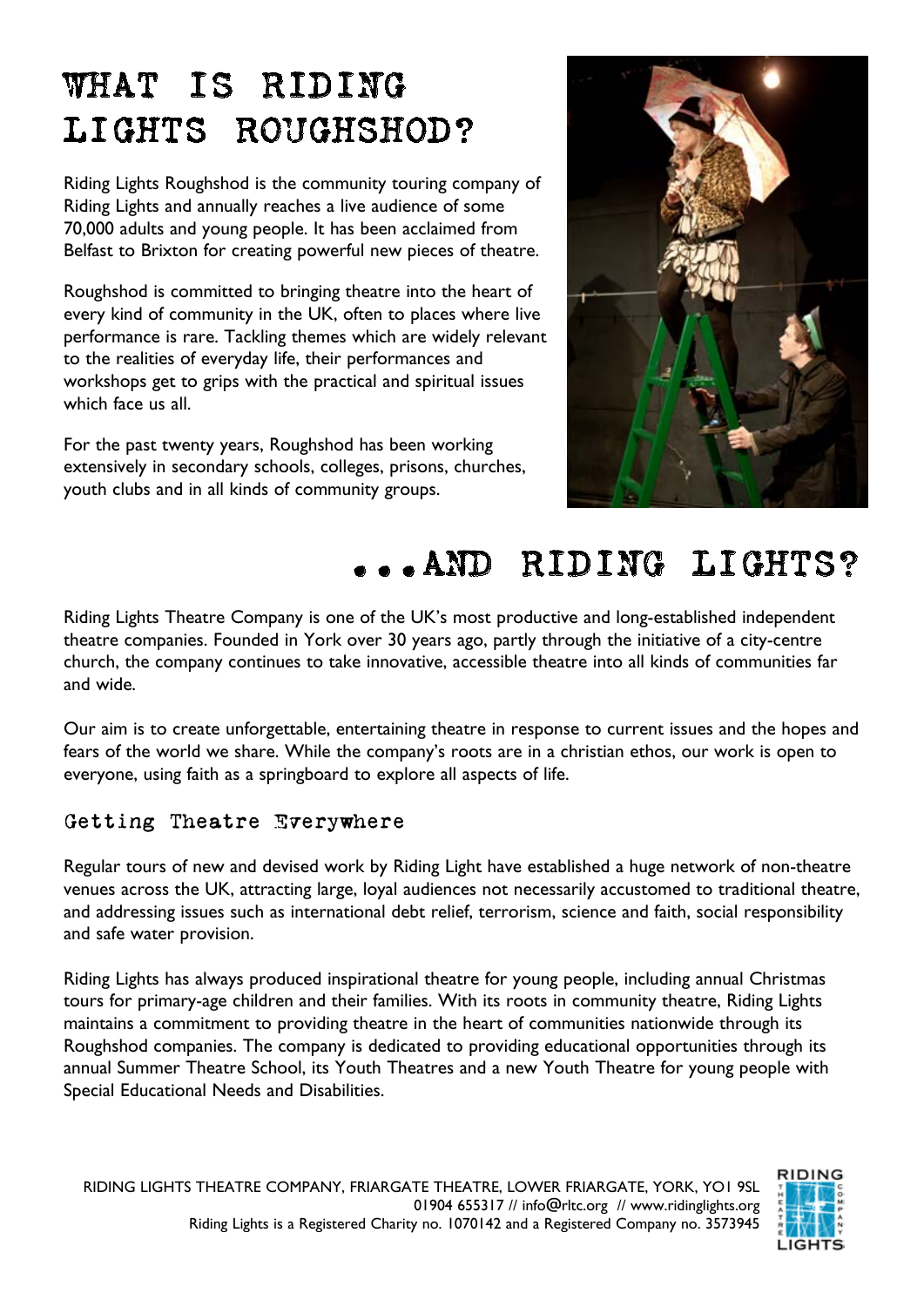# WHAT IS RIDING LIGHTS ROUGHSHOD?

Riding Lights Roughshod is the community touring company of Riding Lights and annually reaches a live audience of some 70,000 adults and young people. It has been acclaimed from Belfast to Brixton for creating powerful new pieces of theatre.

Roughshod is committed to bringing theatre into the heart of every kind of community in the UK, often to places where live performance is rare. Tackling themes which are widely relevant to the realities of everyday life, their performances and workshops get to grips with the practical and spiritual issues which face us all.

For the past twenty years, Roughshod has been working extensively in secondary schools, colleges, prisons, churches, youth clubs and in all kinds of community groups.

# ...AND RIDING LIGHTS?

Riding Lights Theatre Company is one of the UK's most productive and long-established independent theatre companies. Founded in York over 30 years ago, partly through the initiative of a city-centre church, the company continues to take innovative, accessible theatre into all kinds of communities far and wide.

Our aim is to create unforgettable, entertaining theatre in response to current issues and the hopes and fears of the world we share. While the company's roots are in a christian ethos, our work is open to everyone, using faith as a springboard to explore all aspects of life.

## Getting Theatre Everywhere

Regular tours of new and devised work by Riding Light have established a huge network of non-theatre venues across the UK, attracting large, loyal audiences not necessarily accustomed to traditional theatre, and addressing issues such as international debt relief, terrorism, science and faith, social responsibility and safe water provision.

Riding Lights has always produced inspirational theatre for young people, including annual Christmas tours for primary-age children and their families. With its roots in community theatre, Riding Lights maintains a commitment to providing theatre in the heart of communities nationwide through its Roughshod companies. The company is dedicated to providing educational opportunities through its annual Summer Theatre School, its Youth Theatres and a new Youth Theatre for young people with Special Educational Needs and Disabilities.

RIDING LIGHTS THEATRE COMPANY, FRIARGATE THEATRE, LOWER FRIARGATE, YORK, YO1 9SL
01904 655317 // info@rltc.org // www.ridinglights.org
Riding Lights is a Registered Charity no. 1070142 and a Registered Company no. 3573945